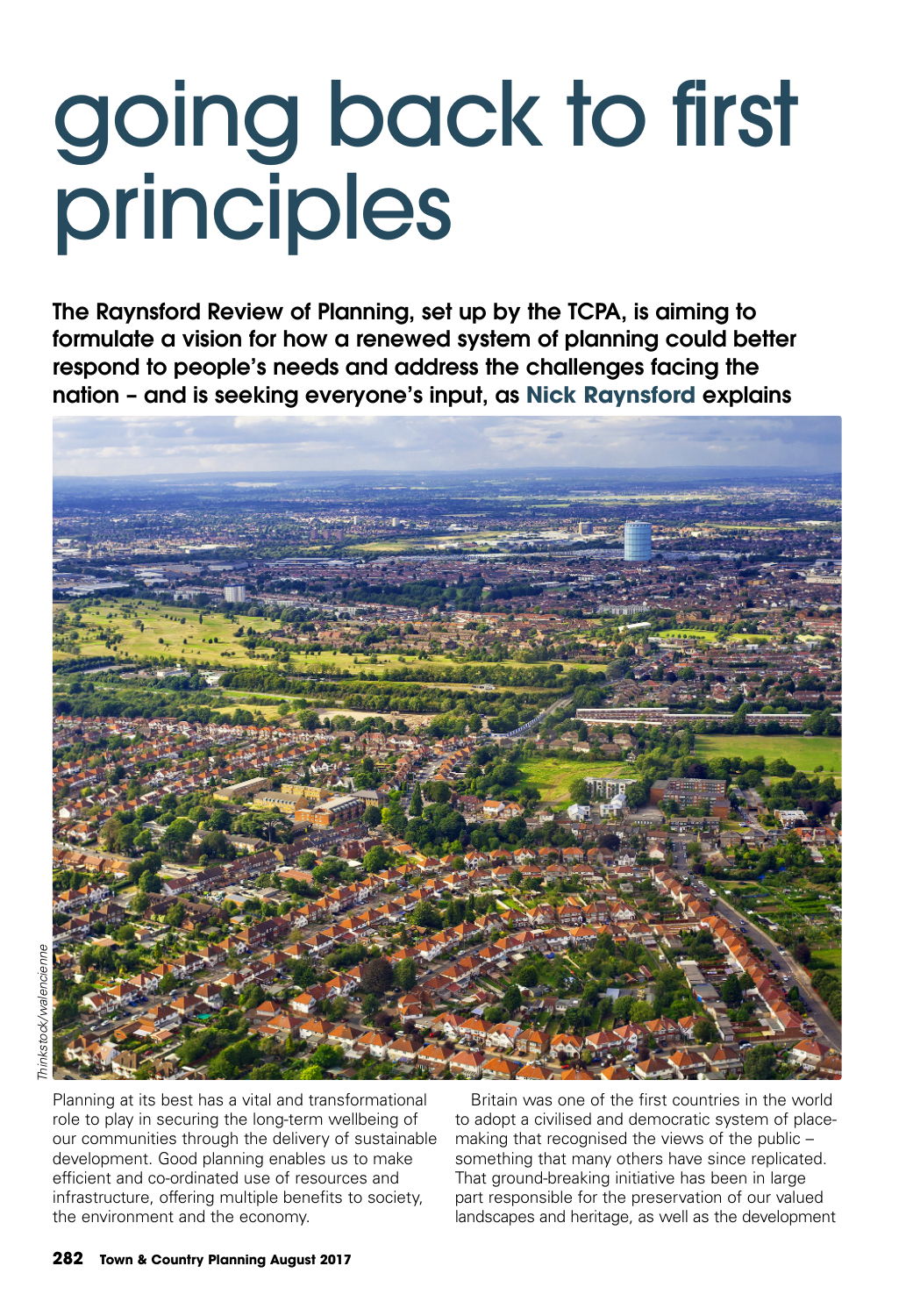# going back to first principles

**The Raynsford Review of Planning, set up by the TCPA, is aiming to formulate a vision for how a renewed system of planning could better respond to people's needs and address the challenges facing the nation – and is seeking everyone's input, as Nick Raynsford explains**

*Thinkstock/walencienne*

Planning at its best has a vital and transformational role to play in securing the long-term wellbeing of our communities through the delivery of sustainable development. Good planning enables us to make efficient and co-ordinated use of resources and infrastructure, offering multiple benefits to society, the environment and the economy.

Britain was one of the first countries in the world to adopt a civilised and democratic system of place-making that recognised the views of the public – something that many others have since replicated. That ground-breaking initiative has been in large part responsible for the preservation of our valued landscapes and heritage, as well as the development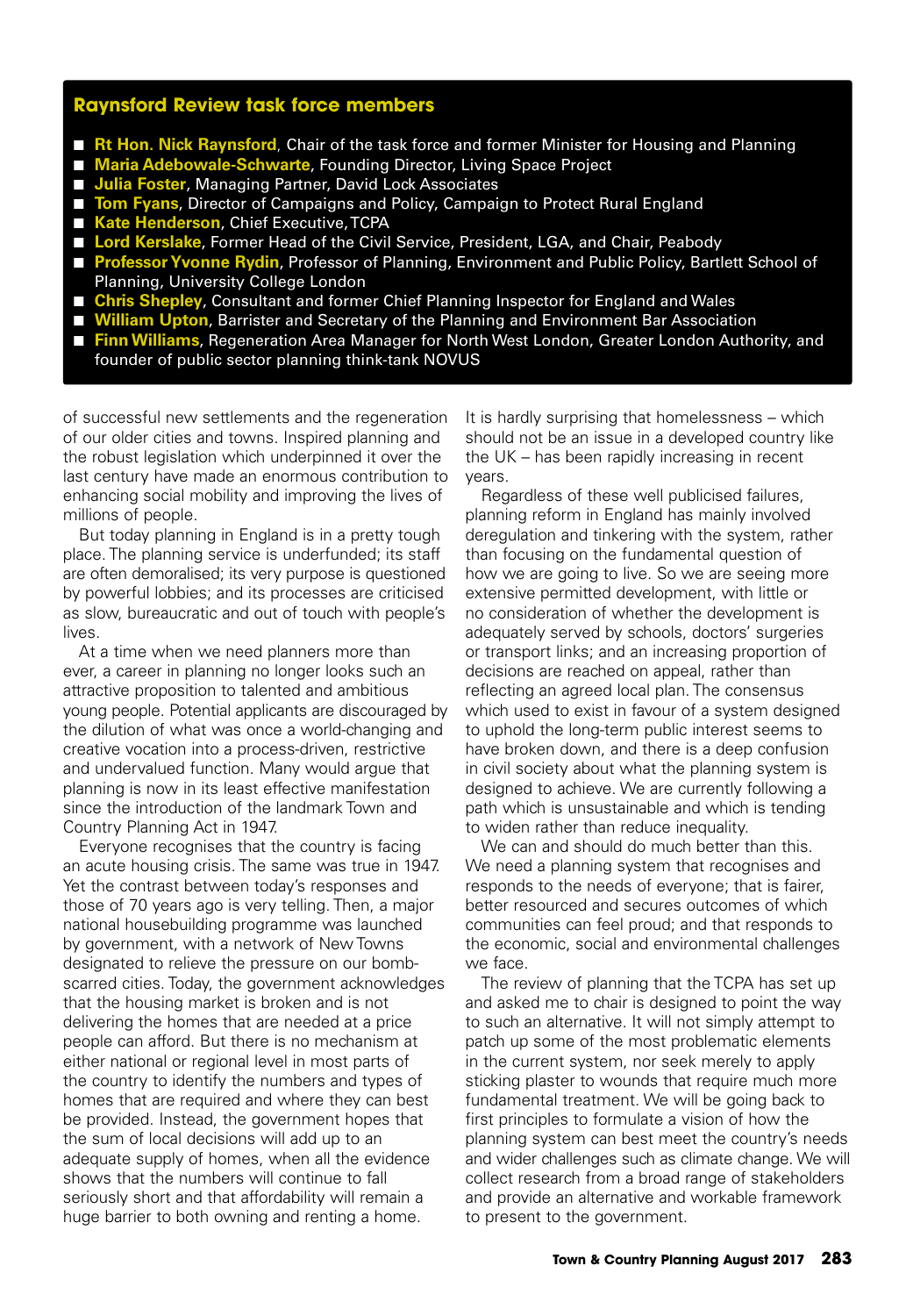### Raynsford Review task force members

- **Rt Hon. Nick Raynsford**, Chair of the task force and former Minister for Housing and Planning
- **Maria Adebowale-Schwarte**, Founding Director, Living Space Project
- **Julia Foster**, Managing Partner, David Lock Associates
- **Tom Fyans**, Director of Campaigns and Policy, Campaign to Protect Rural England
- **Kate Henderson**, Chief Executive, TCPA
- **Lord Kerslake**, Former Head of the Civil Service, President, LGA, and Chair, Peabody
- **Professor Yvonne Rydin**, Professor of Planning, Environment and Public Policy, Bartlett School of Planning, University College London
- **Chris Shepley**, Consultant and former Chief Planning Inspector for England and Wales
- **William Upton**, Barrister and Secretary of the Planning and Environment Bar Association
- **Finn Williams**, Regeneration Area Manager for North West London, Greater London Authority, and founder of public sector planning think-tank NOVUS

of successful new settlements and the regeneration of our older cities and towns. Inspired planning and the robust legislation which underpinned it over the last century have made an enormous contribution to enhancing social mobility and improving the lives of millions of people.

But today planning in England is in a pretty tough place. The planning service is underfunded; its staff are often demoralised; its very purpose is questioned by powerful lobbies; and its processes are criticised as slow, bureaucratic and out of touch with people's lives.

At a time when we need planners more than ever, a career in planning no longer looks such an attractive proposition to talented and ambitious young people. Potential applicants are discouraged by the dilution of what was once a world-changing and creative vocation into a process-driven, restrictive and undervalued function. Many would argue that planning is now in its least effective manifestation since the introduction of the landmark Town and Country Planning Act in 1947.

Everyone recognises that the country is facing an acute housing crisis. The same was true in 1947. Yet the contrast between today's responses and those of 70 years ago is very telling. Then, a major national housebuilding programme was launched by government, with a network of New Towns designated to relieve the pressure on our bomb-scarred cities. Today, the government acknowledges that the housing market is broken and is not delivering the homes that are needed at a price people can afford. But there is no mechanism at either national or regional level in most parts of the country to identify the numbers and types of homes that are required and where they can best be provided. Instead, the government hopes that the sum of local decisions will add up to an adequate supply of homes, when all the evidence shows that the numbers will continue to fall seriously short and that affordability will remain a huge barrier to both owning and renting a home.

It is hardly surprising that homelessness – which should not be an issue in a developed country like the UK – has been rapidly increasing in recent years.

Regardless of these well publicised failures, planning reform in England has mainly involved deregulation and tinkering with the system, rather than focusing on the fundamental question of how we are going to live. So we are seeing more extensive permitted development, with little or no consideration of whether the development is adequately served by schools, doctors' surgeries or transport links; and an increasing proportion of decisions are reached on appeal, rather than reflecting an agreed local plan. The consensus which used to exist in favour of a system designed to uphold the long-term public interest seems to have broken down, and there is a deep confusion in civil society about what the planning system is designed to achieve. We are currently following a path which is unsustainable and which is tending to widen rather than reduce inequality.

We can and should do much better than this. We need a planning system that recognises and responds to the needs of everyone; that is fairer, better resourced and secures outcomes of which communities can feel proud; and that responds to the economic, social and environmental challenges we face.

The review of planning that the TCPA has set up and asked me to chair is designed to point the way to such an alternative. It will not simply attempt to patch up some of the most problematic elements in the current system, nor seek merely to apply sticking plaster to wounds that require much more fundamental treatment. We will be going back to first principles to formulate a vision of how the planning system can best meet the country's needs and wider challenges such as climate change. We will collect research from a broad range of stakeholders and provide an alternative and workable framework to present to the government.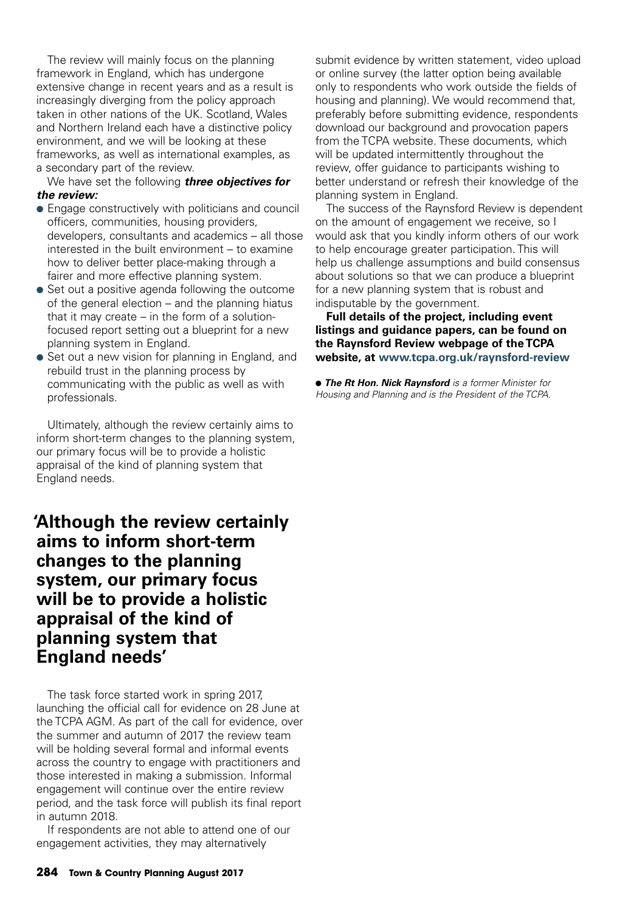The review will mainly focus on the planning framework in England, which has undergone extensive change in recent years and as a result is increasingly diverging from the policy approach taken in other nations of the UK. Scotland, Wales and Northern Ireland each have a distinctive policy environment, and we will be looking at these frameworks, as well as international examples, as a secondary part of the review.

We have set the following ***three objectives for the review:***

- Engage constructively with politicians and council officers, communities, housing providers, developers, consultants and academics – all those interested in the built environment – to examine how to deliver better place-making through a fairer and more effective planning system.
- Set out a positive agenda following the outcome of the general election – and the planning hiatus that it may create – in the form of a solution-focused report setting out a blueprint for a new planning system in England.
- Set out a new vision for planning in England, and rebuild trust in the planning process by communicating with the public as well as with professionals.

Ultimately, although the review certainly aims to inform short-term changes to the planning system, our primary focus will be to provide a holistic appraisal of the kind of planning system that England needs.

**'Although the review certainly aims to inform short-term changes to the planning system, our primary focus will be to provide a holistic appraisal of the kind of planning system that England needs'**

The task force started work in spring 2017, launching the official call for evidence on 28 June at the TCPA AGM. As part of the call for evidence, over the summer and autumn of 2017 the review team will be holding several formal and informal events across the country to engage with practitioners and those interested in making a submission. Informal engagement will continue over the entire review period, and the task force will publish its final report in autumn 2018.

If respondents are not able to attend one of our engagement activities, they may alternatively submit evidence by written statement, video upload or online survey (the latter option being available only to respondents who work outside the fields of housing and planning). We would recommend that, preferably before submitting evidence, respondents download our background and provocation papers from the TCPA website. These documents, which will be updated intermittently throughout the review, offer guidance to participants wishing to better understand or refresh their knowledge of the planning system in England.

The success of the Raynsford Review is dependent on the amount of engagement we receive, so I would ask that you kindly inform others of our work to help encourage greater participation. This will help us challenge assumptions and build consensus about solutions so that we can produce a blueprint for a new planning system that is robust and indisputable by the government.

**Full details of the project, including event listings and guidance papers, can be found on the Raynsford Review webpage of the TCPA website, at www.tcpa.org.uk/raynsford-review**

● ***The Rt Hon. Nick Raynsford*** *is a former Minister for Housing and Planning and is the President of the TCPA.*